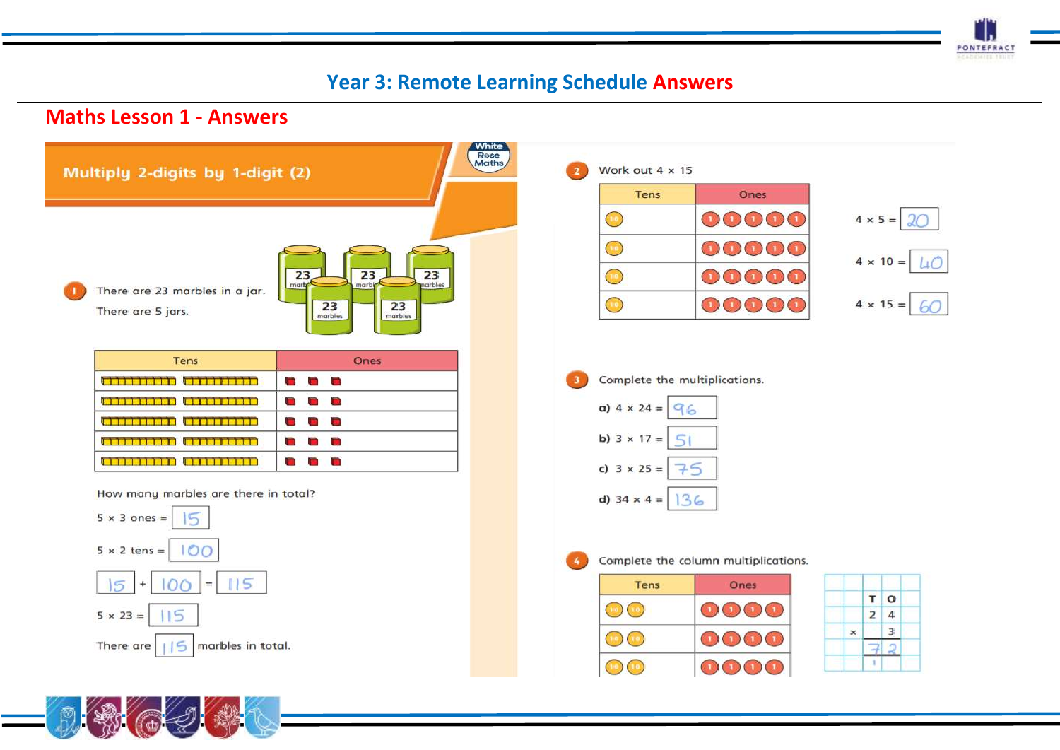# Year 3: Remote Learning Schedule Answers

## Maths Lesson 1 - Answers

### Multiply 2-digits by 1-digit (2)

**1** There are 23 marbles in a jar.

There are 5 jars.

| Tens | Ones |
|---|---|
| 10 10 | 1 1 1 |
| 10 10 | 1 1 1 |
| 10 10 | 1 1 1 |
| 10 10 | 1 1 1 |
| 10 10 | 1 1 1 |

How many marbles are there in total?

5 × 3 ones = 15

5 × 2 tens = 100

15 + 100 = 115

5 × 23 = 115

There are 115 marbles in total.

**2** Work out 4 × 15

| Tens | Ones |
|---|---|
| 10 | 1 1 1 1 1 |
| 10 | 1 1 1 1 1 |
| 10 | 1 1 1 1 1 |
| 10 | 1 1 1 1 1 |

4 × 5 = 20

4 × 10 = 40

4 × 15 = 60

**3** Complete the multiplications.

a) 4 × 24 = 96

b) 3 × 17 = 51

c) 3 × 25 = 75

d) 34 × 4 = 136

**4** Complete the column multiplications.

| Tens | Ones |
|---|---|
| 10 10 | 1 1 1 1 |
| 10 10 | 1 1 1 1 |
| 10 10 | 1 1 1 1 |

| | T | O |
|---|---|---|
| | 2 | 4 |
| × | | 3 |
| | 7 | 2 |
| | 1 | |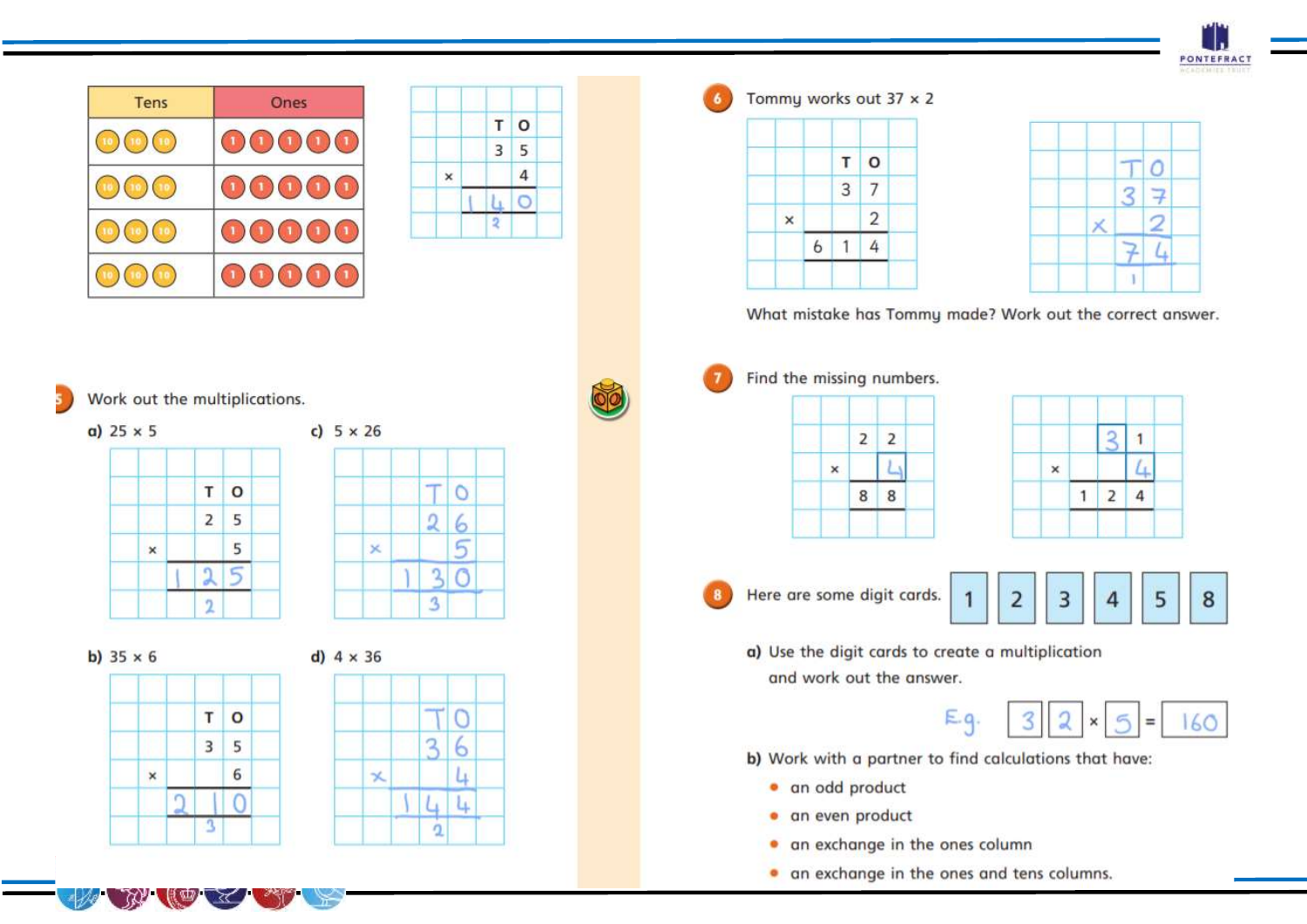| Tens | Ones |
|---|---|
| 10 10 10 | 1 1 1 1 1 |
| 10 10 10 | 1 1 1 1 1 |
| 10 10 10 | 1 1 1 1 1 |
| 10 10 10 | 1 1 1 1 1 |

| | T | O |
|---|---|---|
| | 3 | 5 |
| × | | 4 |
| 1 | 4 | 0 |
| | 2 | |

5 Work out the multiplications.

a) 25 × 5

| | T | O |
|---|---|---|
| | 2 | 5 |
| × | | 5 |
| 1 | 2 | 5 |
| | 2 | |

b) 35 × 6

| | T | O |
|---|---|---|
| | 3 | 5 |
| × | | 6 |
| | 2 1 | 0 |
| | 3 | |

c) 5 × 26

| | T | O |
|---|---|---|
| | 2 | 6 |
| × | | 5 |
| 1 | 3 | 0 |
| | 3 | |

d) 4 × 36

| | T | O |
|---|---|---|
| | 3 | 6 |
| × | | 4 |
| 1 | 4 | 4 |
| | 2 | |

6 Tommy works out 37 × 2

| | T | O |
|---|---|---|
| | 3 | 7 |
| × | | 2 |
| 6 | 1 | 4 |

| | T | O |
|---|---|---|
| | 3 | 7 |
| × | | 2 |
| | 7 | 4 |
| | 1 | |

What mistake has Tommy made? Work out the correct answer.

7 Find the missing numbers.

| | | |
|---|---|---|
| | 2 | 2 |
| × | | 4 |
| | 8 | 8 |

| | | |
|---|---|---|
| | 3 | 1 |
| × | | 4 |
| 1 | 2 | 4 |

8 Here are some digit cards. **1** **2** **3** **4** **5** **8**

a) Use the digit cards to create a multiplication and work out the answer.

E.g. 3 2 × 5 = 160

b) Work with a partner to find calculations that have:

- an odd product
- an even product
- an exchange in the ones column
- an exchange in the ones and tens columns.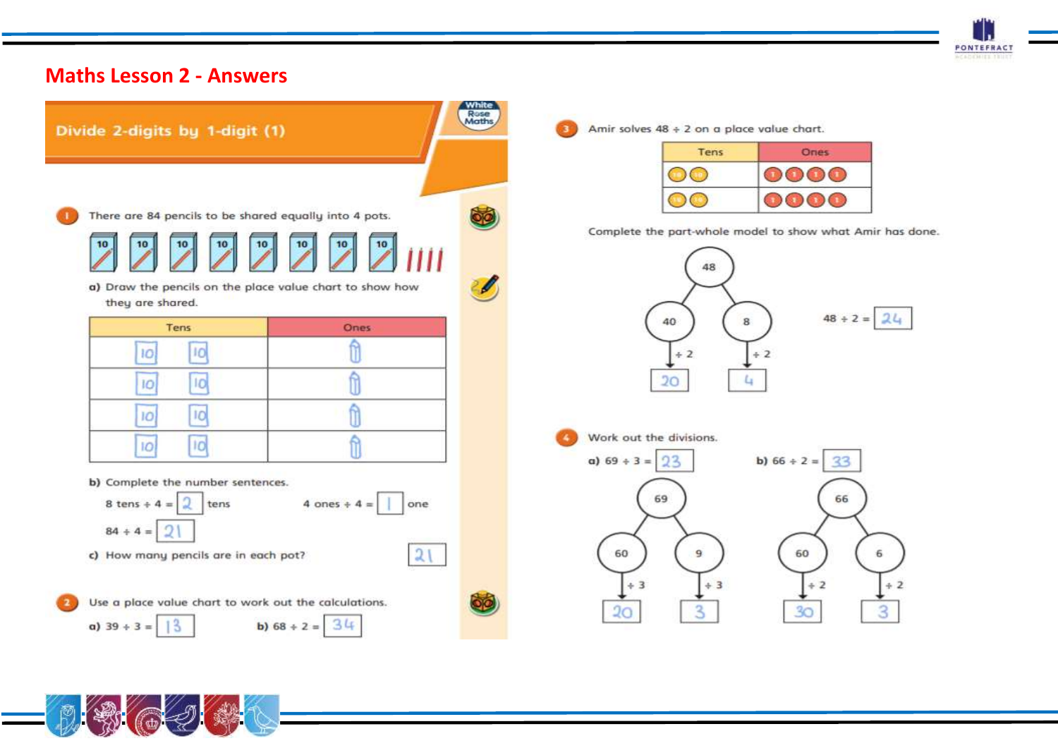# Maths Lesson 2 - Answers

## Divide 2-digits by 1-digit (1)

**1** There are 84 pencils to be shared equally into 4 pots.

10 10 10 10 10 10 10 10 | | | |

a) Draw the pencils on the place value chart to show how they are shared.

| Tens | Ones |
|---|---|
| 10 10 | 1 |
| 10 10 | 1 |
| 10 10 | 1 |
| 10 10 | 1 |

b) Complete the number sentences.

8 tens ÷ 4 = 2 tens

4 ones ÷ 4 = 1 one

84 ÷ 4 = 21

c) How many pencils are in each pot? 21

**2** Use a place value chart to work out the calculations.

a) 39 ÷ 3 = 13

b) 68 ÷ 2 = 34

**3** Amir solves 48 ÷ 2 on a place value chart.

| Tens | Ones |
|---|---|
| 10 10 | 1 1 1 1 |
| 10 10 | 1 1 1 1 |

Complete the part-whole model to show what Amir has done.

48 → 40 and 8

40 ÷ 2 = 20

8 ÷ 2 = 4

48 ÷ 2 = 24

**4** Work out the divisions.

a) 69 ÷ 3 = 23

69 → 60 and 9; 60 ÷ 3 = 20; 9 ÷ 3 = 3

b) 66 ÷ 2 = 33

66 → 60 and 6; 60 ÷ 2 = 30; 6 ÷ 2 = 3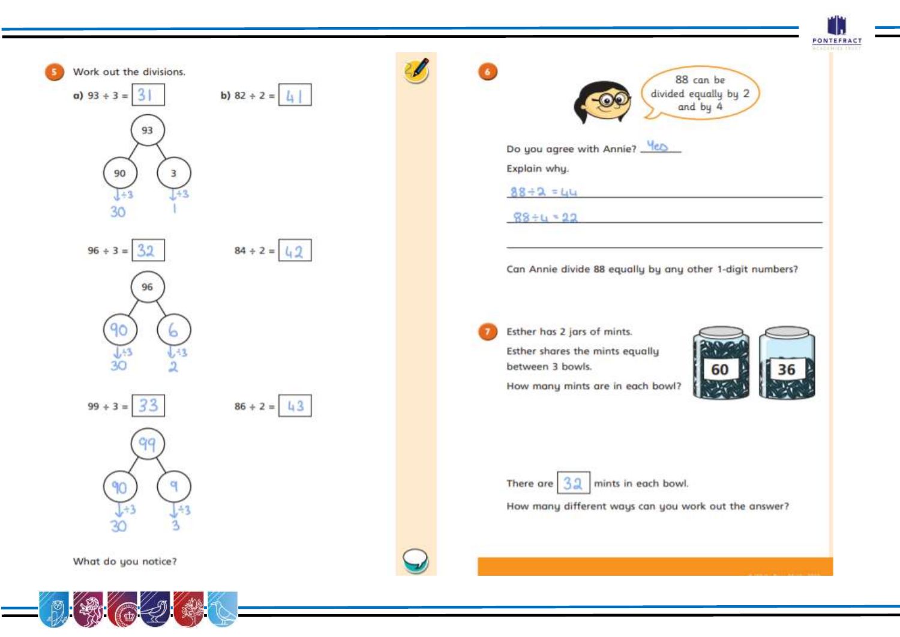**5** Work out the divisions.

a) $93 \div 3 =$ 31

93 → 90 and 3

90 ÷ 3 = 30

3 ÷ 3 = 1

$96 \div 3 =$ 32

96 → 90 and 6

90 ÷ 3 = 30

6 ÷ 3 = 2

$99 \div 3 =$ 33

99 → 90 and 9

90 ÷ 3 = 30

9 ÷ 3 = 3

b) $82 \div 2 =$ 41

$84 \div 2 =$ 42

$86 \div 2 =$ 43

What do you notice?

**6** 88 can be divided equally by 2 and by 4

Do you agree with Annie? Yes

Explain why.

88 ÷ 2 = 44

88 ÷ 4 = 22

Can Annie divide 88 equally by any other 1-digit numbers?

**7** Esther has 2 jars of mints.

Esther shares the mints equally between 3 bowls.

How many mints are in each bowl?

60 | 36

There are 32 mints in each bowl.

How many different ways can you work out the answer?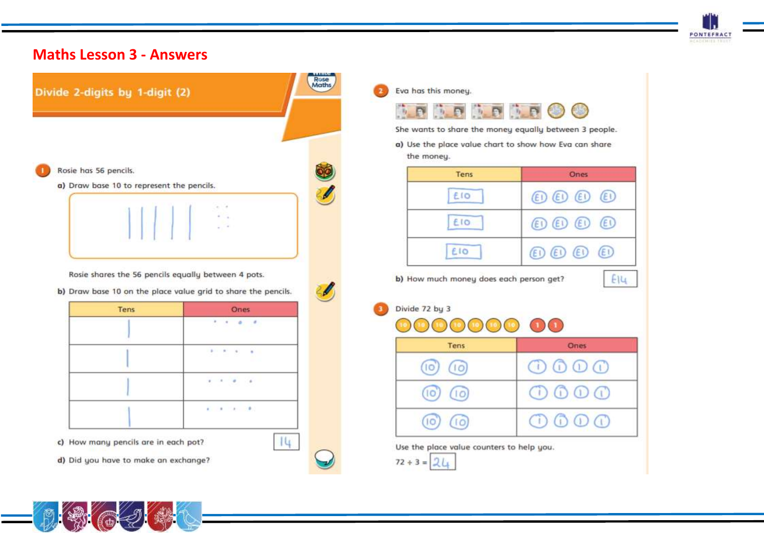# Maths Lesson 3 - Answers

## Divide 2-digits by 1-digit (2)

**1** Rosie has 56 pencils.

**a)** Draw base 10 to represent the pencils.

Rosie shares the 56 pencils equally between 4 pots.

**b)** Draw base 10 on the place value grid to share the pencils.

| Tens | Ones |
|---|---|
| \| | • • • • |
| \| | • • • • |
| \| | • • • • |
| \| | • • • • |

**c)** How many pencils are in each pot? 14

**d)** Did you have to make an exchange?

**2** Eva has this money.

She wants to share the money equally between 3 people.

**a)** Use the place value chart to show how Eva can share the money.

| Tens | Ones |
|---|---|
| £10 | £1 £1 £1 £1 |
| £10 | £1 £1 £1 £1 |
| £10 | £1 £1 £1 £1 |

**b)** How much money does each person get? £14

**3** Divide 72 by 3

10 10 10 10 10 10 10 1 1

| Tens | Ones |
|---|---|
| 10 10 | 1 1 1 1 |
| 10 10 | 1 1 1 1 |
| 10 10 | 1 1 1 1 |

Use the place value counters to help you.

$72 \div 3 =$ 24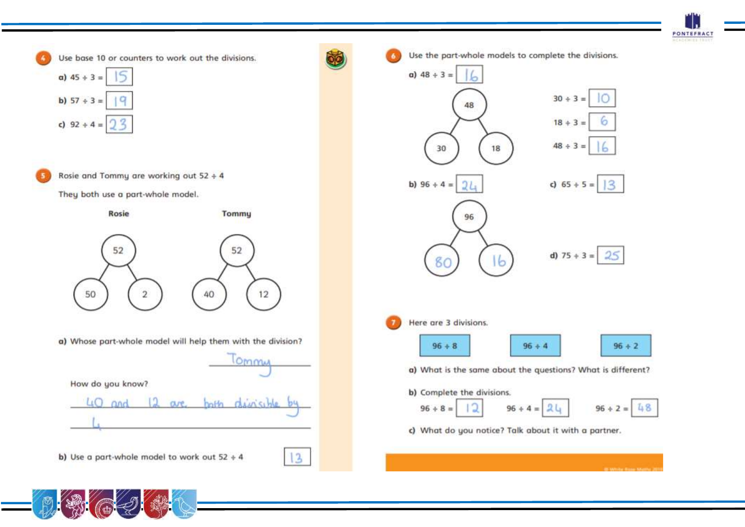**4** Use base 10 or counters to work out the divisions.

a) $45 \div 3 =$ 15

b) $57 \div 3 =$ 19

c) $92 \div 4 =$ 23

**5** Rosie and Tommy are working out $52 \div 4$

They both use a part-whole model.

**Rosie**

52 → 50, 2

**Tommy**

52 → 40, 12

a) Whose part-whole model will help them with the division?

Tommy

How do you know?

40 and 12 are both divisible by 4

b) Use a part-whole model to work out $52 \div 4$ 13

**6** Use the part-whole models to complete the divisions.

a) $48 \div 3 =$ 16

48 → 30, 18

$30 \div 3 =$ 10

$18 \div 3 =$ 6

$48 \div 3 =$ 16

b) $96 \div 4 =$ 24

96 → 80, 16

c) $65 \div 5 =$ 13

d) $75 \div 3 =$ 25

**7** Here are 3 divisions.

$96 \div 8$ $96 \div 4$ $96 \div 2$

a) What is the same about the questions? What is different?

b) Complete the divisions.

$96 \div 8 =$ 12 $96 \div 4 =$ 24 $96 \div 2 =$ 48

c) What do you notice? Talk about it with a partner.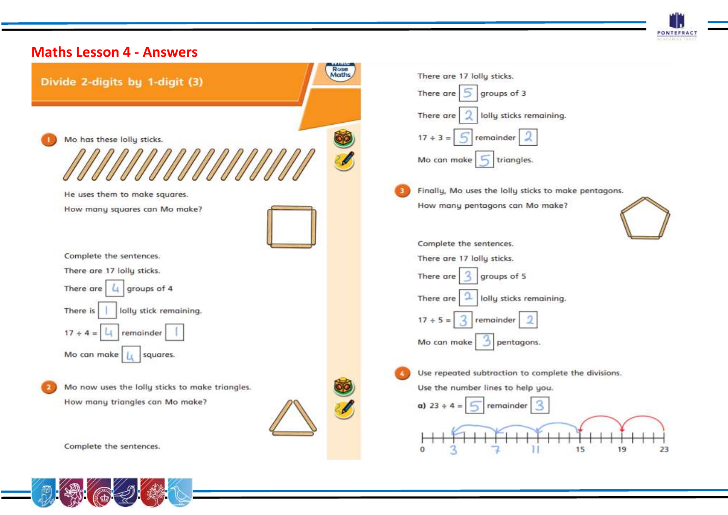# Maths Lesson 4 - Answers

## Divide 2-digits by 1-digit (3)

**1** Mo has these lolly sticks.

He uses them to make squares.

How many squares can Mo make?

Complete the sentences.

There are 17 lolly sticks.

There are 4 groups of 4

There is 1 lolly stick remaining.

$17 \div 4 =$ 4 remainder 1

Mo can make 4 squares.

**2** Mo now uses the lolly sticks to make triangles.

How many triangles can Mo make?

Complete the sentences.

There are 17 lolly sticks.

There are 5 groups of 3

There are 2 lolly sticks remaining.

$17 \div 3 =$ 5 remainder 2

Mo can make 5 triangles.

**3** Finally, Mo uses the lolly sticks to make pentagons.

How many pentagons can Mo make?

Complete the sentences.

There are 17 lolly sticks.

There are 3 groups of 5

There are 2 lolly sticks remaining.

$17 \div 5 =$ 3 remainder 2

Mo can make 3 pentagons.

**4** Use repeated subtraction to complete the divisions.

Use the number lines to help you.

**a)** $23 \div 4 =$ 5 remainder 3

0 3 7 11 15 19 23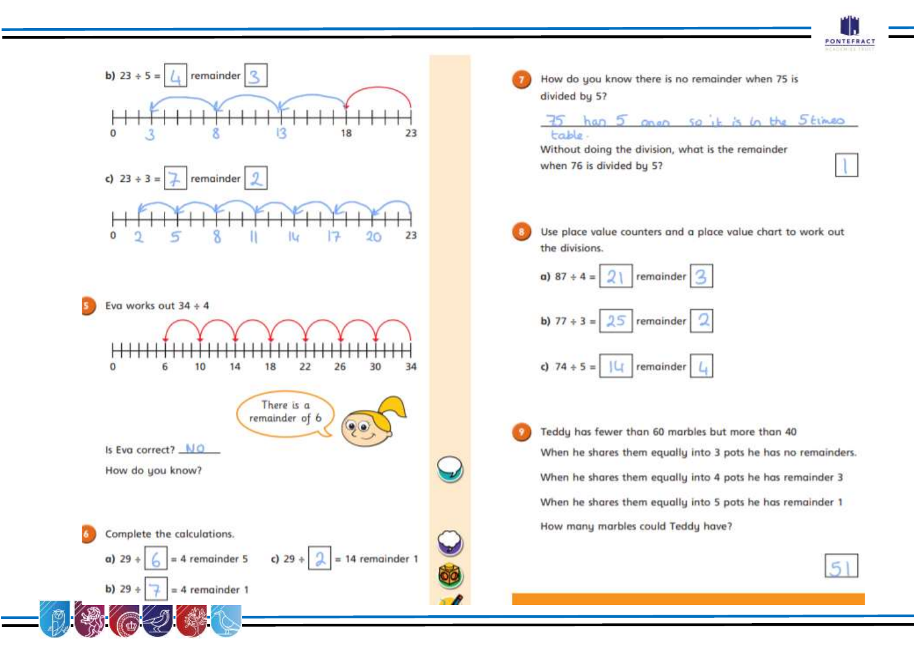b) $23 \div 5 =$ 4 remainder 3

0 3 8 13 18 23

c) $23 \div 3 =$ 7 remainder 2

0 2 5 8 11 14 17 20 23

**5** Eva works out $34 \div 4$

0 6 10 14 18 22 26 30 34

> There is a remainder of 6

Is Eva correct? NO

How do you know?

**6** Complete the calculations.

a) $29 \div$ 6 $=$ 4 remainder 5

b) $29 \div$ 7 $=$ 4 remainder 1

c) $29 \div$ 2 $=$ 14 remainder 1

**7** How do you know there is no remainder when 75 is divided by 5?

75 has 5 ones so it is in the 5 times table.

Without doing the division, what is the remainder when 76 is divided by 5? 1

**8** Use place value counters and a place value chart to work out the divisions.

a) $87 \div 4 =$ 21 remainder 3

b) $77 \div 3 =$ 25 remainder 2

c) $74 \div 5 =$ 14 remainder 4

**9** Teddy has fewer than 60 marbles but more than 40

When he shares them equally into 3 pots he has no remainders.

When he shares them equally into 4 pots he has remainder 3

When he shares them equally into 5 pots he has remainder 1

How many marbles could Teddy have? 51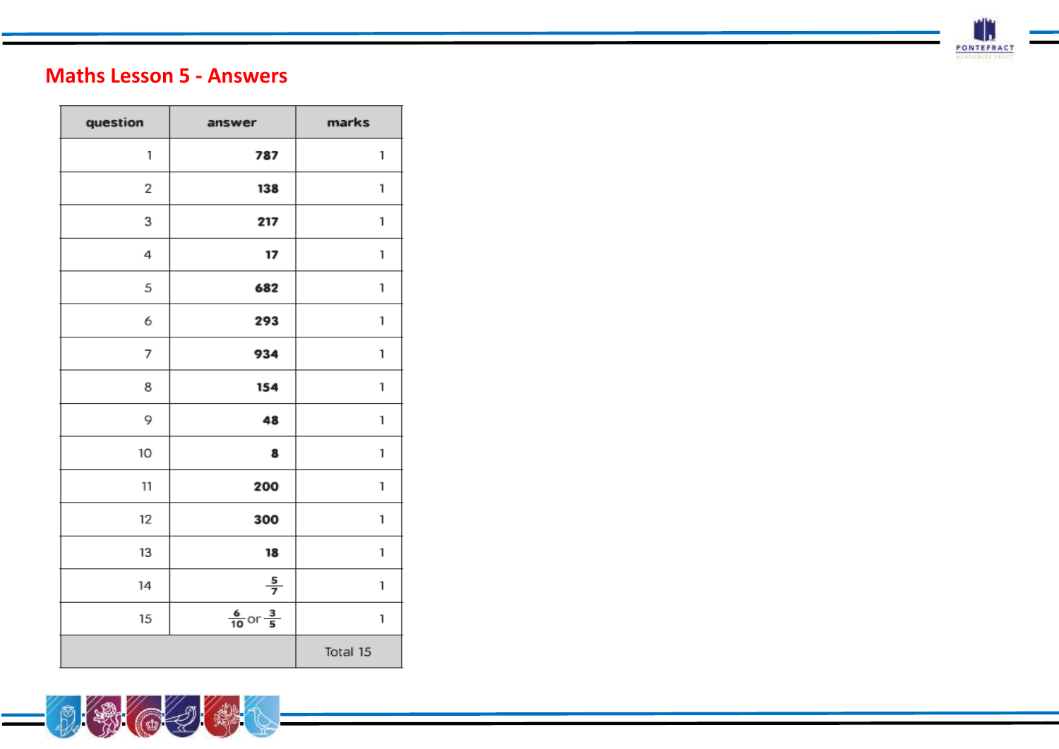# Maths Lesson 5 - Answers

| question | answer | marks |
|---|---|---|
| 1 | **787** | 1 |
| 2 | **138** | 1 |
| 3 | **217** | 1 |
| 4 | **17** | 1 |
| 5 | **682** | 1 |
| 6 | **293** | 1 |
| 7 | **934** | 1 |
| 8 | **154** | 1 |
| 9 | **48** | 1 |
| 10 | **8** | 1 |
| 11 | **200** | 1 |
| 12 | **300** | 1 |
| 13 | **18** | 1 |
| 14 | $\frac{5}{7}$ | 1 |
| 15 | $\frac{6}{10}$ or $\frac{3}{5}$ | 1 |
| | | Total 15 |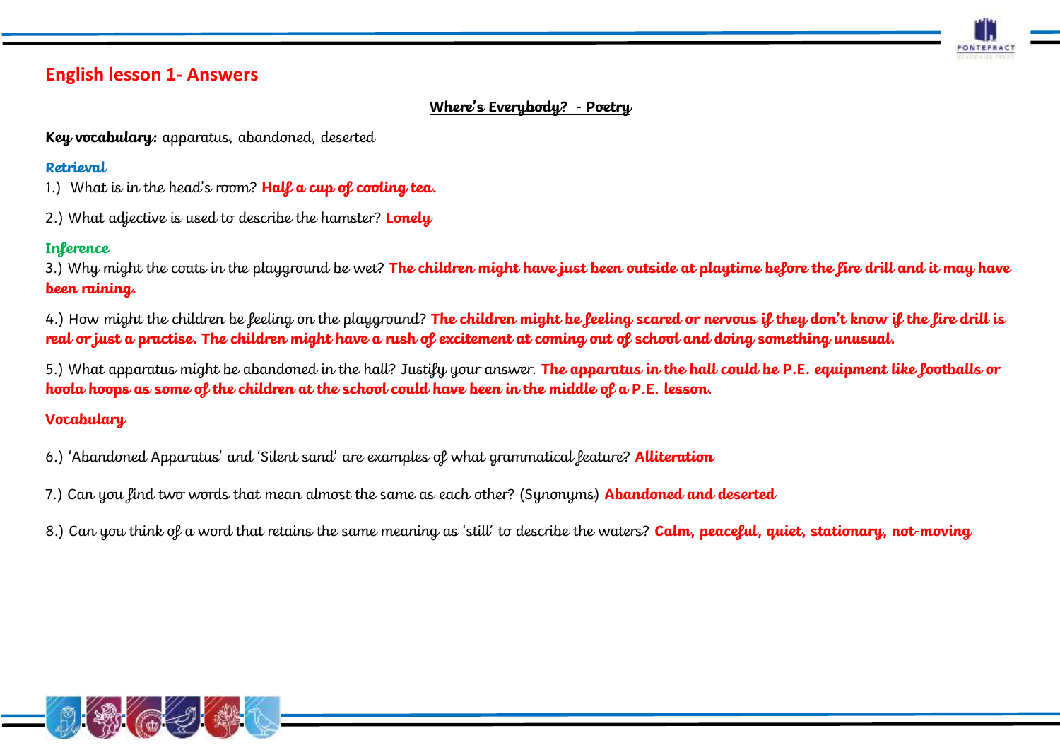## English lesson 1- Answers

**Where's Everybody? - Poetry**

**Key vocabulary:** apparatus, abandoned, deserted

### Retrieval

1.) What is in the head's room? **Half a cup of cooling tea.**

2.) What adjective is used to describe the hamster? **Lonely**

### Inference

3.) Why might the coats in the playground be wet? **The children might have just been outside at playtime before the fire drill and it may have been raining.**

4.) How might the children be feeling on the playground? **The children might be feeling scared or nervous if they don't know if the fire drill is real or just a practise. The children might have a rush of excitement at coming out of school and doing something unusual.**

5.) What apparatus might be abandoned in the hall? Justify your answer. **The apparatus in the hall could be P.E. equipment like footballs or hoola hoops as some of the children at the school could have been in the middle of a P.E. lesson.**

### Vocabulary

6.) 'Abandoned Apparatus' and 'Silent sand' are examples of what grammatical feature? **Alliteration**

7.) Can you find two words that mean almost the same as each other? (Synonyms) **Abandoned and deserted**

8.) Can you think of a word that retains the same meaning as 'still' to describe the waters? **Calm, peaceful, quiet, stationary, not-moving**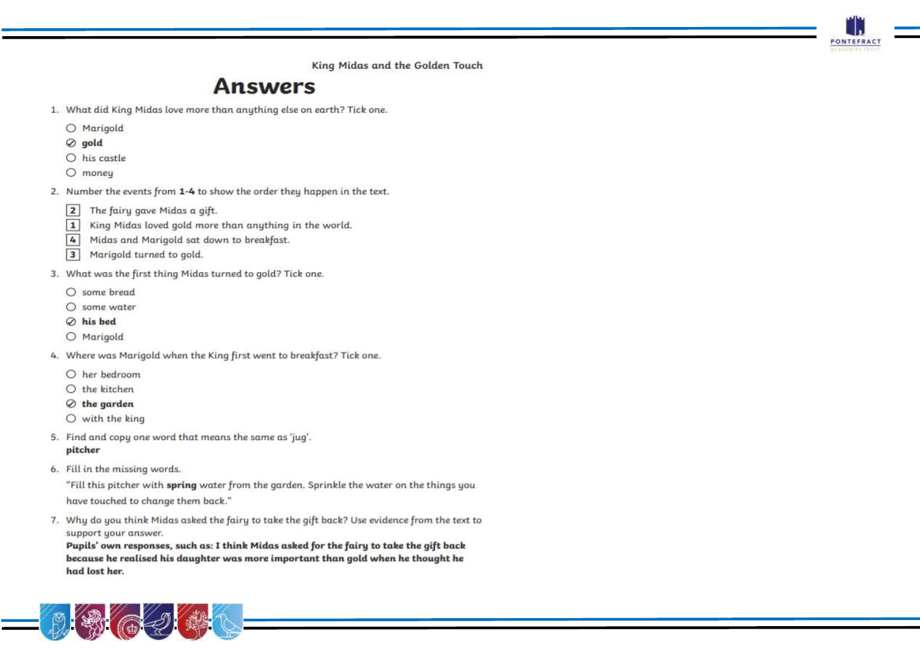King Midas and the Golden Touch

# Answers

1. What did King Midas love more than anything else on earth? Tick one.

   - ○ Marigold
   - ⊘ **gold**
   - ○ his castle
   - ○ money

2. Number the events from **1-4** to show the order they happen in the text.

   - [2] The fairy gave Midas a gift.
   - [1] King Midas loved gold more than anything in the world.
   - [4] Midas and Marigold sat down to breakfast.
   - [3] Marigold turned to gold.

3. What was the first thing Midas turned to gold? Tick one.

   - ○ some bread
   - ○ some water
   - ⊘ **his bed**
   - ○ Marigold

4. Where was Marigold when the King first went to breakfast? Tick one.

   - ○ her bedroom
   - ○ the kitchen
   - ⊘ **the garden**
   - ○ with the king

5. Find and copy one word that means the same as 'jug'.
   **pitcher**

6. Fill in the missing words.

   "Fill this pitcher with **spring** water from the garden. Sprinkle the water on the things you have touched to change them back."

7. Why do you think Midas asked the fairy to take the gift back? Use evidence from the text to support your answer.
   **Pupils' own responses, such as: I think Midas asked for the fairy to take the gift back because he realised his daughter was more important than gold when he thought he had lost her.**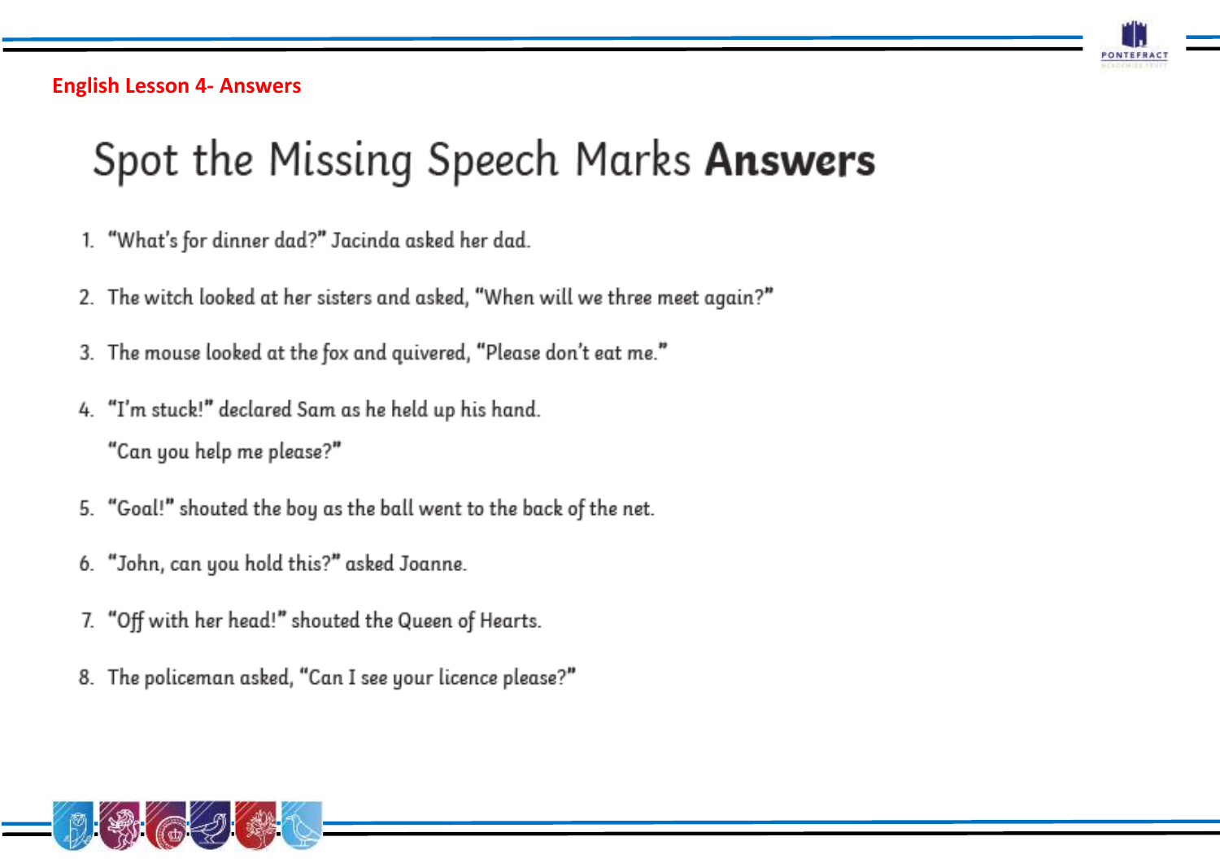English Lesson 4- Answers

# Spot the Missing Speech Marks **Answers**

1. “What’s for dinner dad?” Jacinda asked her dad.
2. The witch looked at her sisters and asked, “When will we three meet again?”
3. The mouse looked at the fox and quivered, “Please don’t eat me.”
4. “I’m stuck!” declared Sam as he held up his hand.

   “Can you help me please?”
5. “Goal!” shouted the boy as the ball went to the back of the net.
6. “John, can you hold this?” asked Joanne.
7. “Off with her head!” shouted the Queen of Hearts.
8. The policeman asked, “Can I see your licence please?”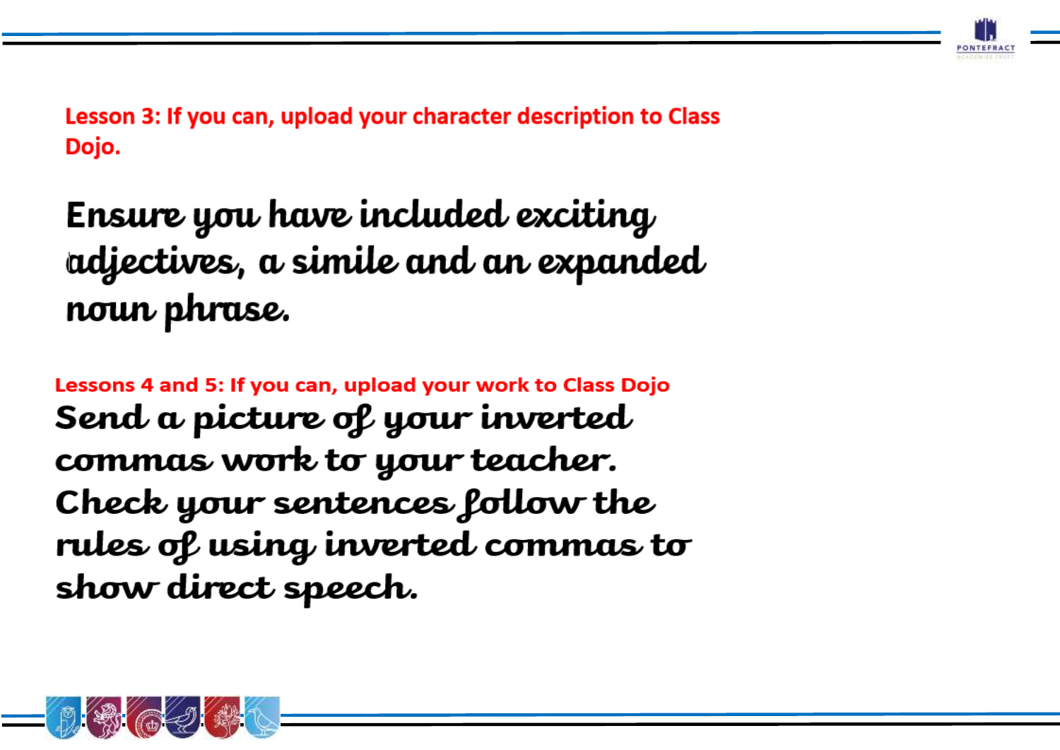**Lesson 3: If you can, upload your character description to Class Dojo.**

Ensure you have included exciting adjectives, a simile and an expanded noun phrase.

**Lessons 4 and 5: If you can, upload your work to Class Dojo**

Send a picture of your inverted commas work to your teacher. Check your sentences follow the rules of using inverted commas to show direct speech.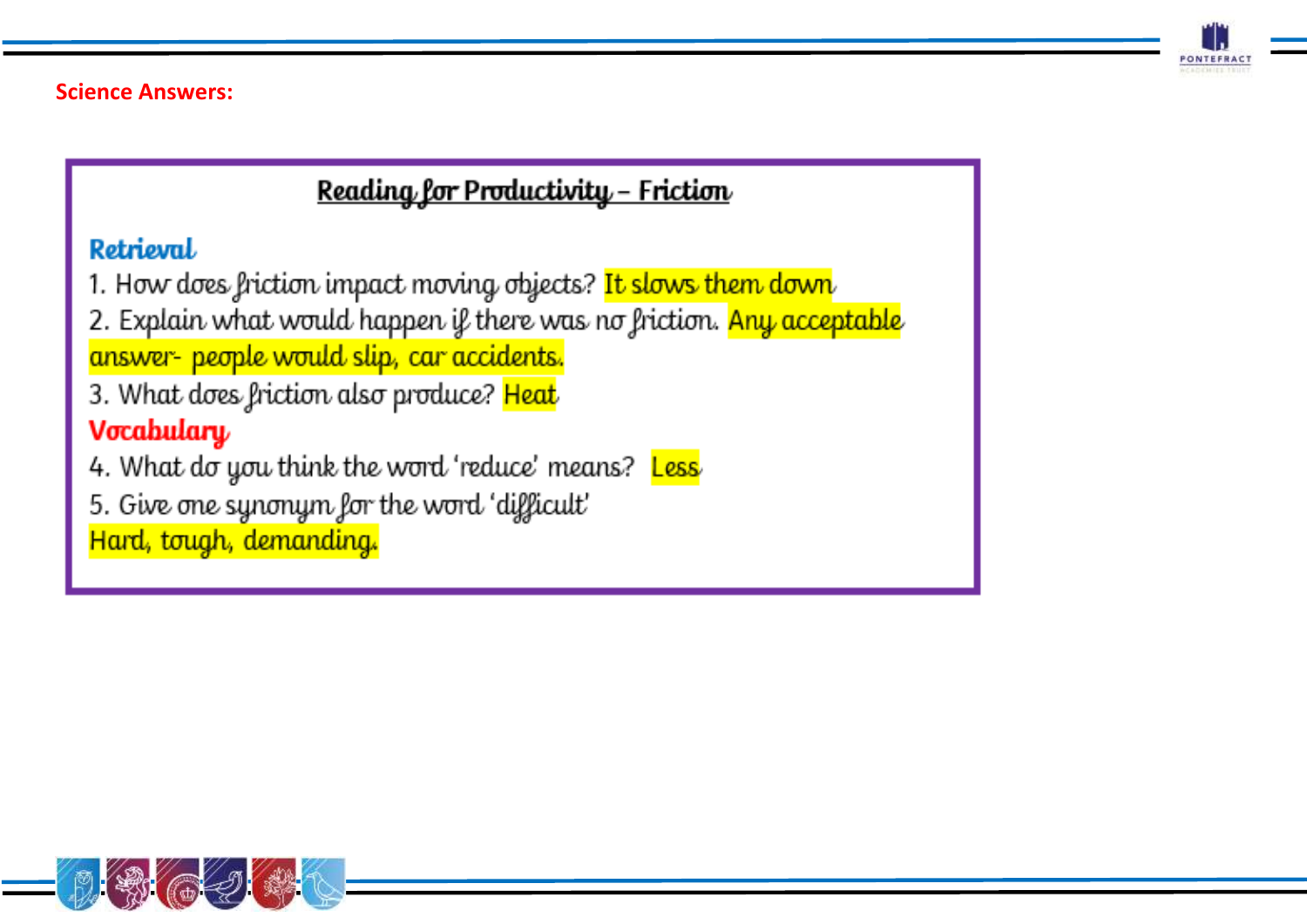**Science Answers:**

## Reading for Productivity – Friction

### Retrieval

1. How does friction impact moving objects? It slows them down
2. Explain what would happen if there was no friction. Any acceptable answer- people would slip, car accidents.
3. What does friction also produce? Heat

### Vocabulary

4. What do you think the word 'reduce' means? Less
5. Give one synonym for the word 'difficult'
Hard, tough, demanding.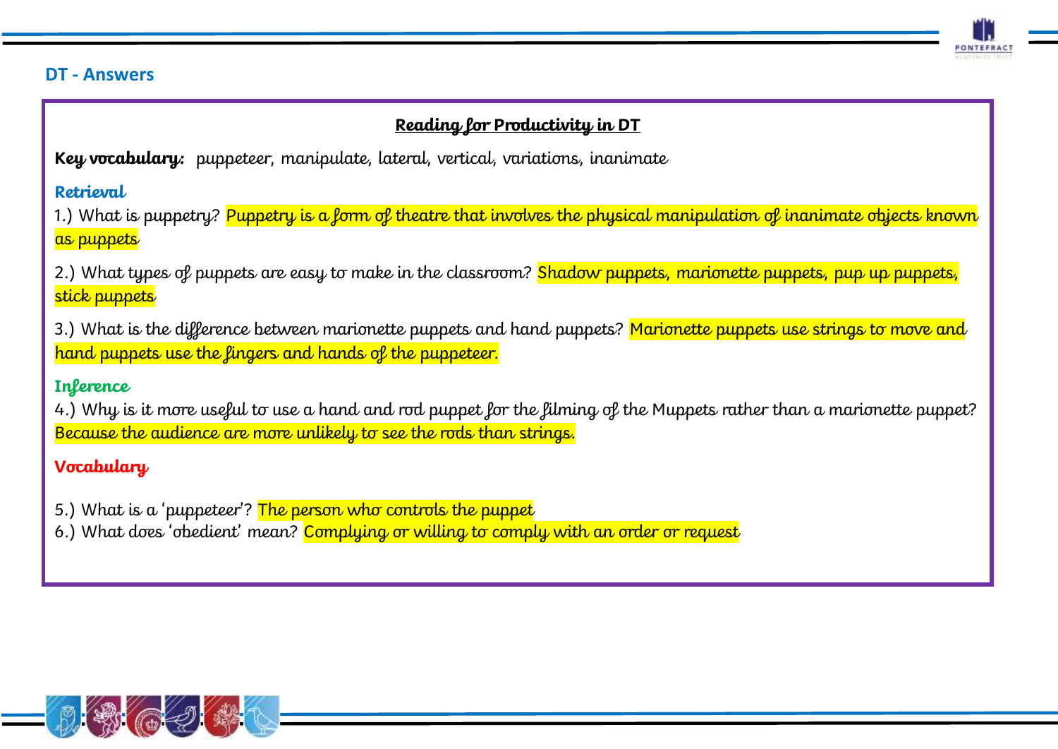## DT - Answers

### Reading for Productivity in DT

**Key vocabulary:** puppeteer, manipulate, lateral, vertical, variations, inanimate

**Retrieval**

1.) What is puppetry? Puppetry is a form of theatre that involves the physical manipulation of inanimate objects known as puppets

2.) What types of puppets are easy to make in the classroom? Shadow puppets, marionette puppets, pup up puppets, stick puppets

3.) What is the difference between marionette puppets and hand puppets? Marionette puppets use strings to move and hand puppets use the fingers and hands of the puppeteer.

**Inference**

4.) Why is it more useful to use a hand and rod puppet for the filming of the Muppets rather than a marionette puppet? Because the audience are more unlikely to see the rods than strings.

**Vocabulary**

5.) What is a 'puppeteer'? The person who controls the puppet

6.) What does 'obedient' mean? Complying or willing to comply with an order or request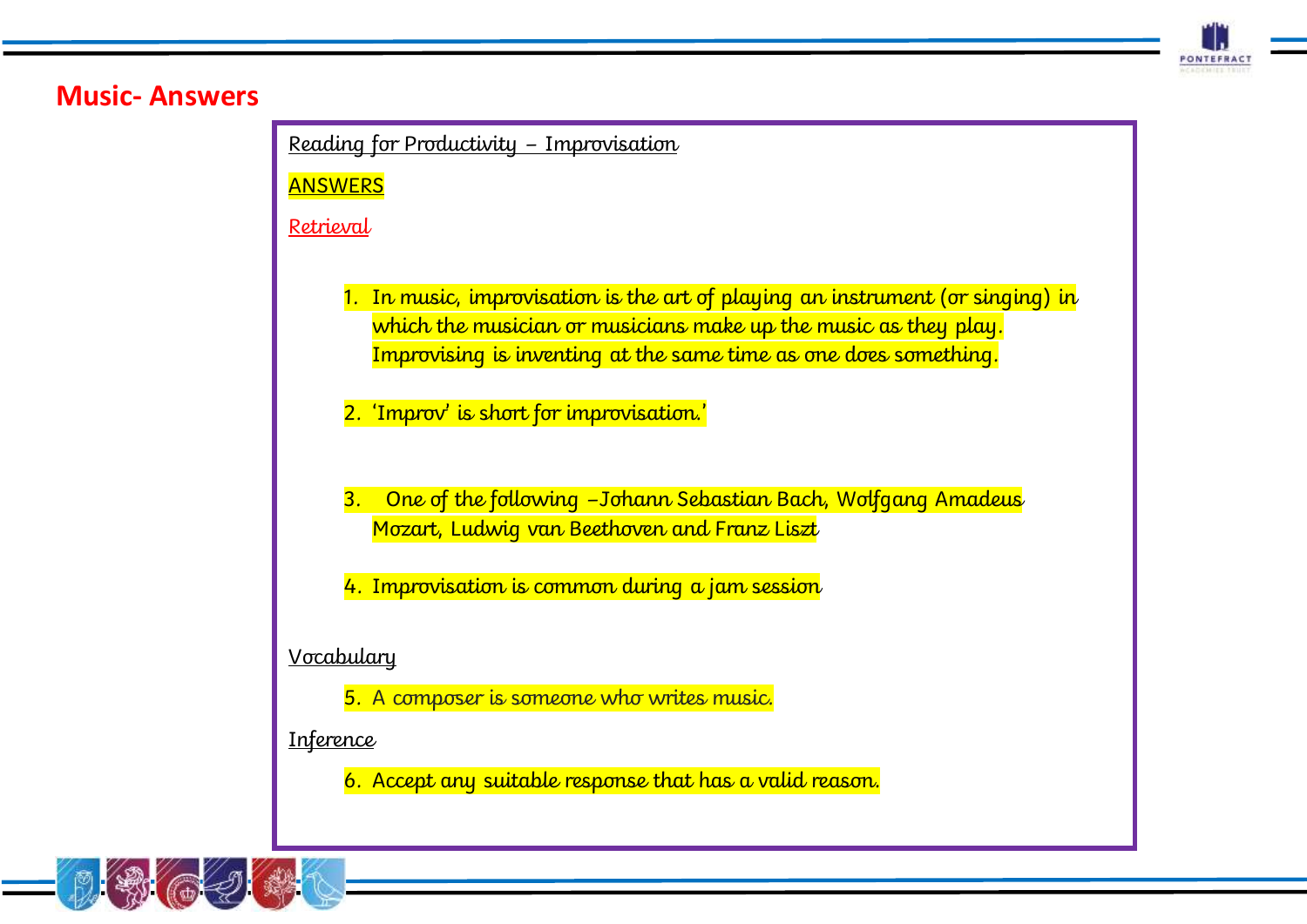# Music- Answers

Reading for Productivity – Improvisation

ANSWERS

Retrieval

1. In music, improvisation is the art of playing an instrument (or singing) in which the musician or musicians make up the music as they play. Improvising is inventing at the same time as one does something.

2. 'Improv' is short for improvisation.'

3. One of the following –Johann Sebastian Bach, Wolfgang Amadeus Mozart, Ludwig van Beethoven and Franz Liszt

4. Improvisation is common during a jam session

Vocabulary

5. A composer is someone who writes music.

Inference

6. Accept any suitable response that has a valid reason.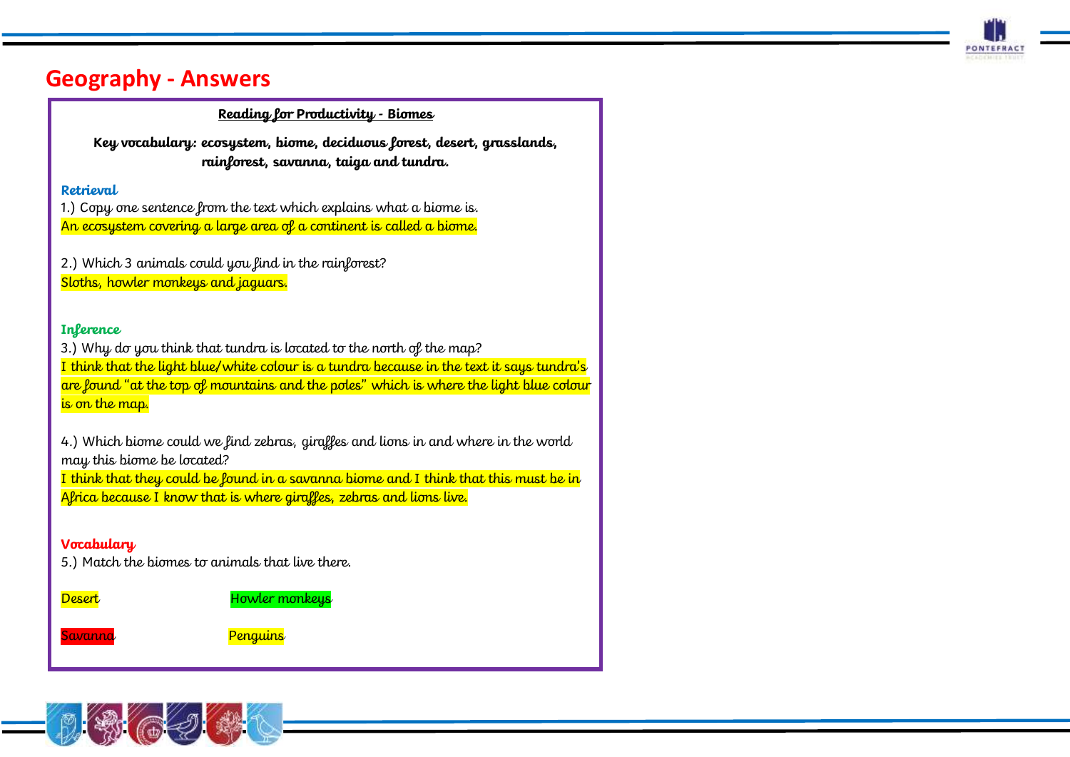# Geography - Answers

**Reading for Productivity - Biomes**

**Key vocabulary: ecosystem, biome, deciduous forest, desert, grasslands, rainforest, savanna, taiga and tundra.**

**Retrieval**

1.) Copy one sentence from the text which explains what a biome is.

An ecosystem covering a large area of a continent is called a biome.

2.) Which 3 animals could you find in the rainforest?

Sloths, howler monkeys and jaguars.

**Inference**

3.) Why do you think that tundra is located to the north of the map?

I think that the light blue/white colour is a tundra because in the text it says tundra's are found "at the top of mountains and the poles" which is where the light blue colour is on the map.

4.) Which biome could we find zebras, giraffes and lions in and where in the world may this biome be located?

I think that they could be found in a savanna biome and I think that this must be in Africa because I know that is where giraffes, zebras and lions live.

**Vocabulary**

5.) Match the biomes to animals that live there.

| | |
|---|---|
| Desert | Howler monkeys |
| Savanna | Penguins |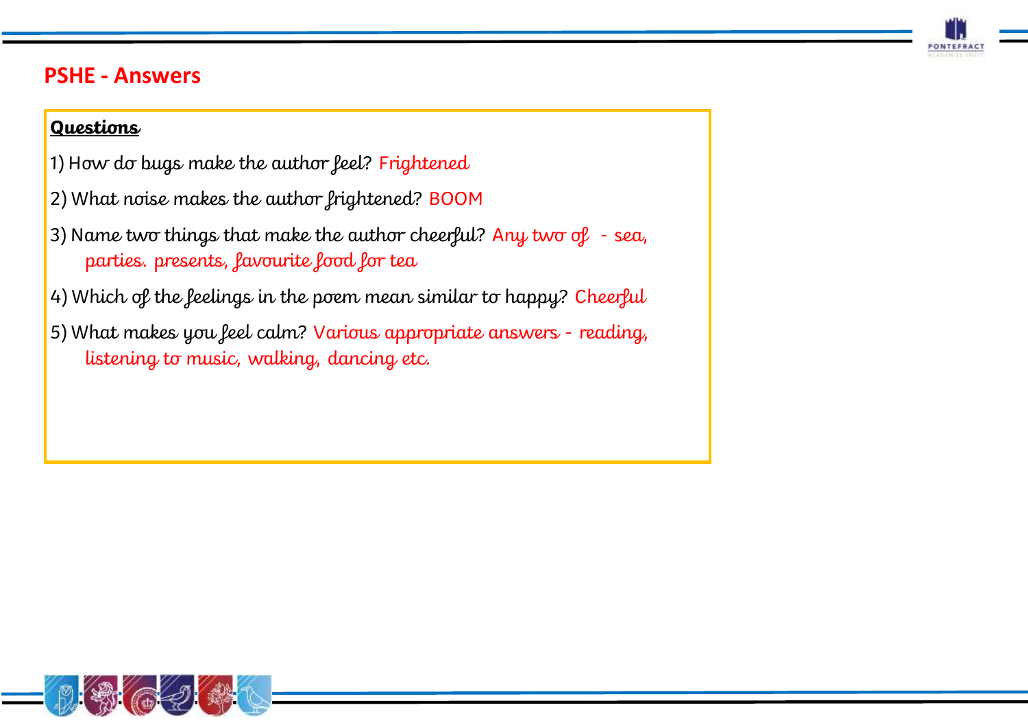## PSHE - Answers

**Questions**

1) How do bugs make the author feel? Frightened
2) What noise makes the author frightened? BOOM
3) Name two things that make the author cheerful? Any two of - sea, parties. presents, favourite food for tea
4) Which of the feelings in the poem mean similar to happy? Cheerful
5) What makes you feel calm? Various appropriate answers - reading, listening to music, walking, dancing etc.